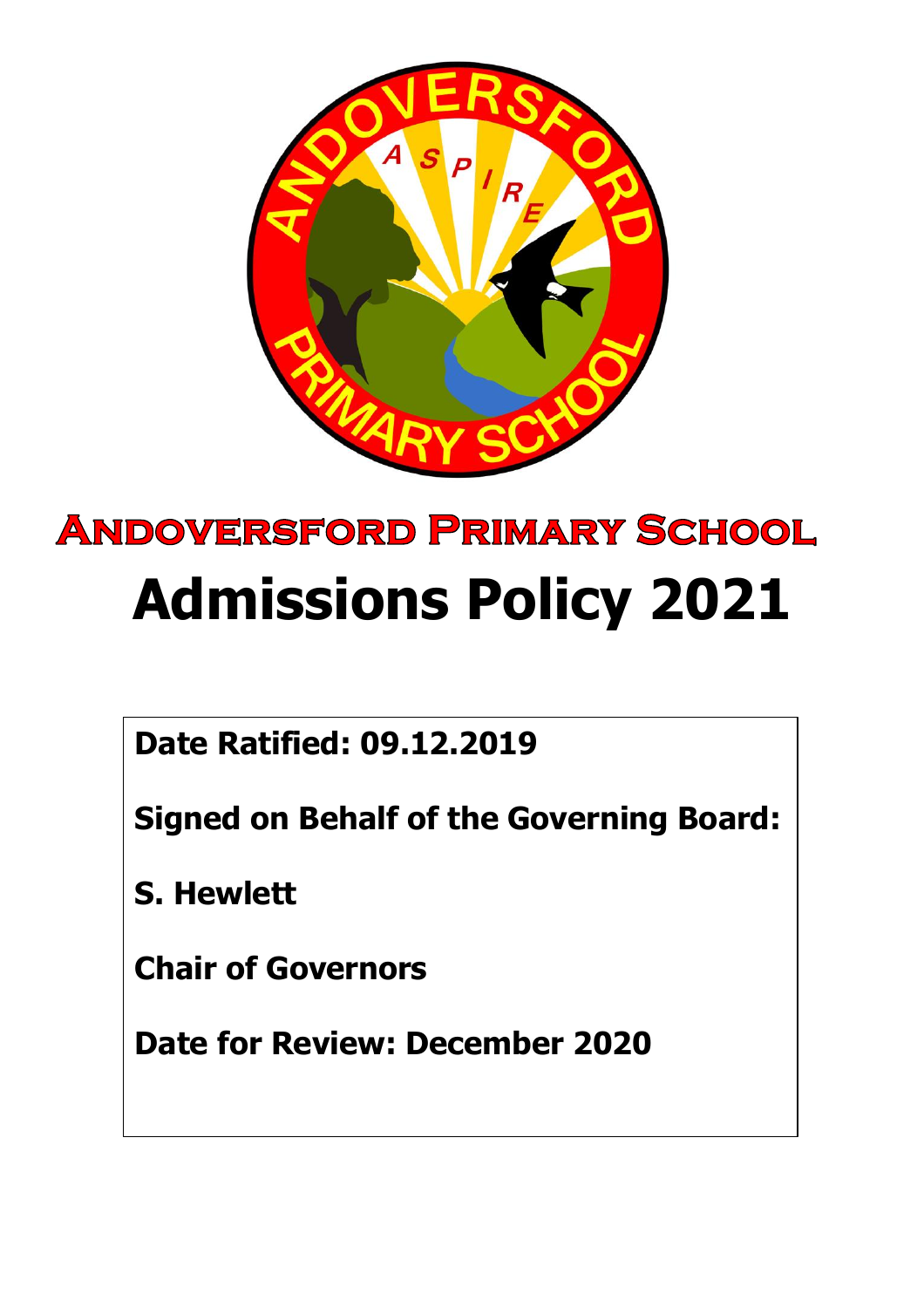# Andoversford Primary School

# Admissions Policy 2021

**Date Ratified: 09.12.2019**

**Signed on Behalf of the Governing Board:**

**S. Hewlett**

**Chair of Governors**

**Date for Review: December 2020**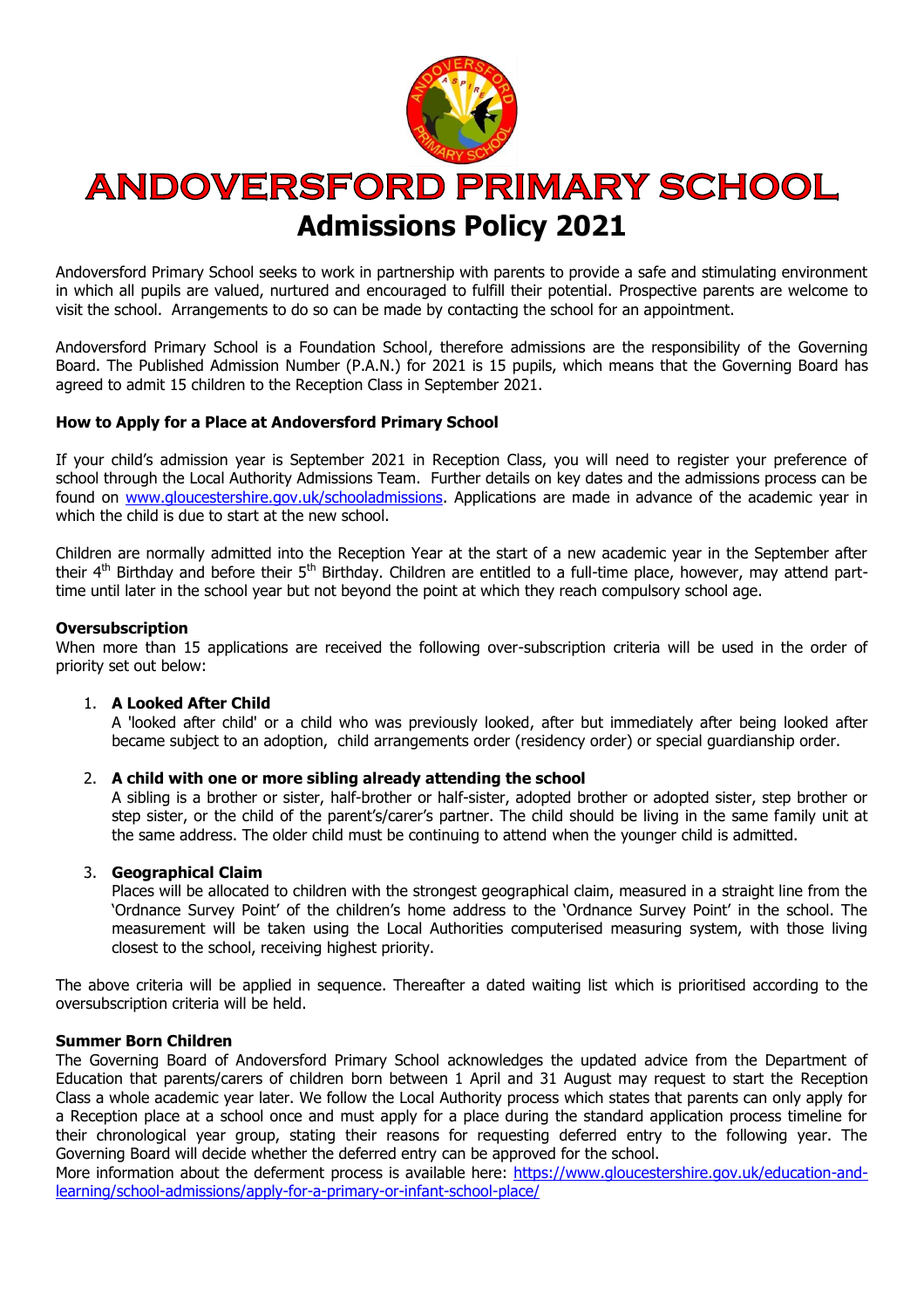# ANDOVERSFORD PRIMARY SCHOOL

## Admissions Policy 2021

Andoversford Primary School seeks to work in partnership with parents to provide a safe and stimulating environment in which all pupils are valued, nurtured and encouraged to fulfill their potential. Prospective parents are welcome to visit the school. Arrangements to do so can be made by contacting the school for an appointment.

Andoversford Primary School is a Foundation School, therefore admissions are the responsibility of the Governing Board. The Published Admission Number (P.A.N.) for 2021 is 15 pupils, which means that the Governing Board has agreed to admit 15 children to the Reception Class in September 2021.

**How to Apply for a Place at Andoversford Primary School**

If your child's admission year is September 2021 in Reception Class, you will need to register your preference of school through the Local Authority Admissions Team. Further details on key dates and the admissions process can be found on www.gloucestershire.gov.uk/schooladmissions. Applications are made in advance of the academic year in which the child is due to start at the new school.

Children are normally admitted into the Reception Year at the start of a new academic year in the September after their 4th Birthday and before their 5th Birthday. Children are entitled to a full-time place, however, may attend part-time until later in the school year but not beyond the point at which they reach compulsory school age.

**Oversubscription**

When more than 15 applications are received the following over-subscription criteria will be used in the order of priority set out below:

1. **A Looked After Child**
   A 'looked after child' or a child who was previously looked, after but immediately after being looked after became subject to an adoption, child arrangements order (residency order) or special guardianship order.

2. **A child with one or more sibling already attending the school**
   A sibling is a brother or sister, half-brother or half-sister, adopted brother or adopted sister, step brother or step sister, or the child of the parent's/carer's partner. The child should be living in the same family unit at the same address. The older child must be continuing to attend when the younger child is admitted.

3. **Geographical Claim**
   Places will be allocated to children with the strongest geographical claim, measured in a straight line from the 'Ordnance Survey Point' of the children's home address to the 'Ordnance Survey Point' in the school. The measurement will be taken using the Local Authorities computerised measuring system, with those living closest to the school, receiving highest priority.

The above criteria will be applied in sequence. Thereafter a dated waiting list which is prioritised according to the oversubscription criteria will be held.

**Summer Born Children**

The Governing Board of Andoversford Primary School acknowledges the updated advice from the Department of Education that parents/carers of children born between 1 April and 31 August may request to start the Reception Class a whole academic year later. We follow the Local Authority process which states that parents can only apply for a Reception place at a school once and must apply for a place during the standard application process timeline for their chronological year group, stating their reasons for requesting deferred entry to the following year. The Governing Board will decide whether the deferred entry can be approved for the school.
More information about the deferment process is available here: https://www.gloucestershire.gov.uk/education-and-learning/school-admissions/apply-for-a-primary-or-infant-school-place/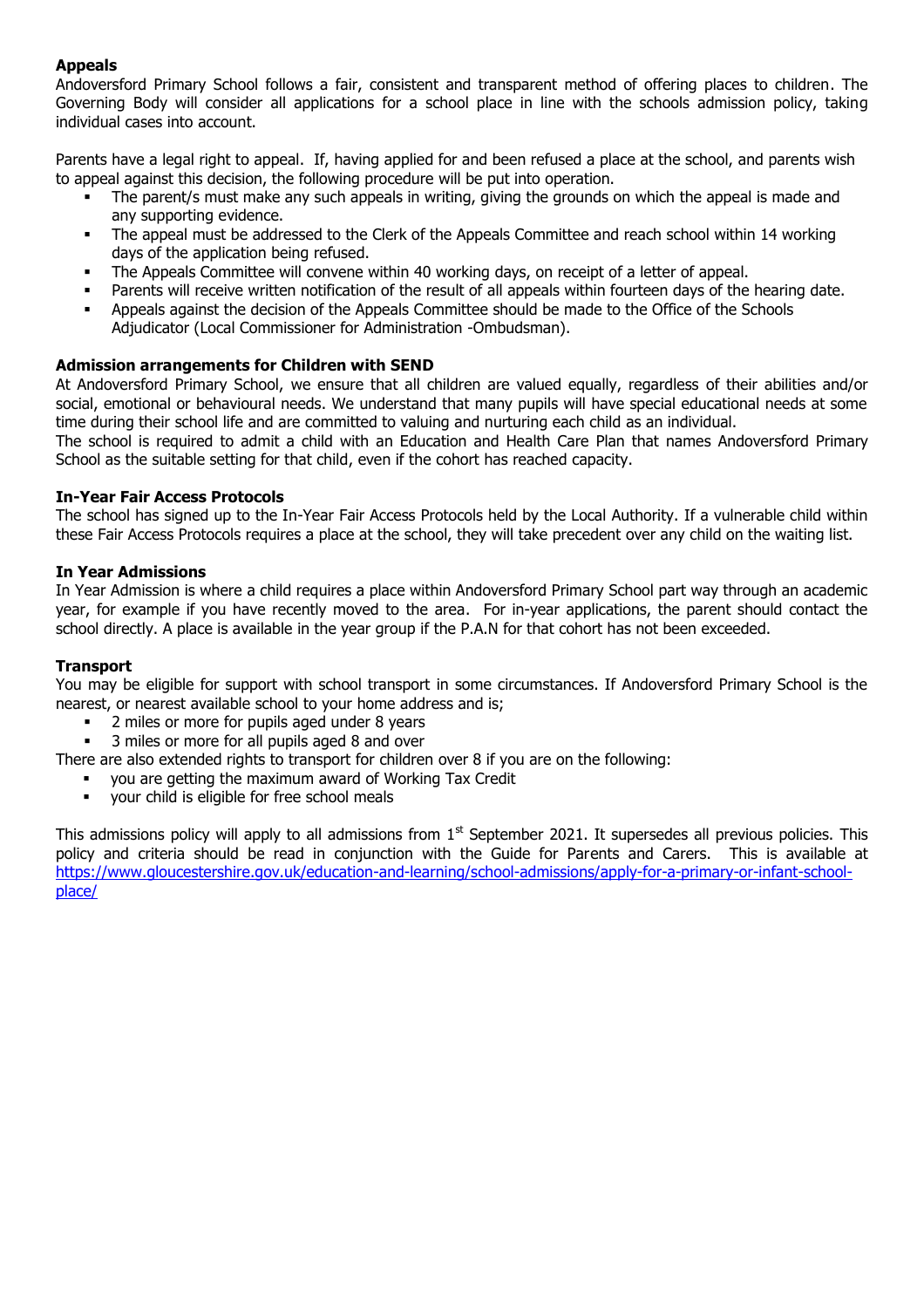**Appeals**

Andoversford Primary School follows a fair, consistent and transparent method of offering places to children. The Governing Body will consider all applications for a school place in line with the schools admission policy, taking individual cases into account.

Parents have a legal right to appeal. If, having applied for and been refused a place at the school, and parents wish to appeal against this decision, the following procedure will be put into operation.

- The parent/s must make any such appeals in writing, giving the grounds on which the appeal is made and any supporting evidence.
- The appeal must be addressed to the Clerk of the Appeals Committee and reach school within 14 working days of the application being refused.
- The Appeals Committee will convene within 40 working days, on receipt of a letter of appeal.
- Parents will receive written notification of the result of all appeals within fourteen days of the hearing date.
- Appeals against the decision of the Appeals Committee should be made to the Office of the Schools Adjudicator (Local Commissioner for Administration -Ombudsman).

**Admission arrangements for Children with SEND**

At Andoversford Primary School, we ensure that all children are valued equally, regardless of their abilities and/or social, emotional or behavioural needs. We understand that many pupils will have special educational needs at some time during their school life and are committed to valuing and nurturing each child as an individual.

The school is required to admit a child with an Education and Health Care Plan that names Andoversford Primary School as the suitable setting for that child, even if the cohort has reached capacity.

**In-Year Fair Access Protocols**

The school has signed up to the In-Year Fair Access Protocols held by the Local Authority. If a vulnerable child within these Fair Access Protocols requires a place at the school, they will take precedent over any child on the waiting list.

**In Year Admissions**

In Year Admission is where a child requires a place within Andoversford Primary School part way through an academic year, for example if you have recently moved to the area. For in-year applications, the parent should contact the school directly. A place is available in the year group if the P.A.N for that cohort has not been exceeded.

**Transport**

You may be eligible for support with school transport in some circumstances. If Andoversford Primary School is the nearest, or nearest available school to your home address and is;

- 2 miles or more for pupils aged under 8 years
- 3 miles or more for all pupils aged 8 and over

There are also extended rights to transport for children over 8 if you are on the following:

- you are getting the maximum award of Working Tax Credit
- your child is eligible for free school meals

This admissions policy will apply to all admissions from 1st September 2021. It supersedes all previous policies. This policy and criteria should be read in conjunction with the Guide for Parents and Carers. This is available at https://www.gloucestershire.gov.uk/education-and-learning/school-admissions/apply-for-a-primary-or-infant-school-place/